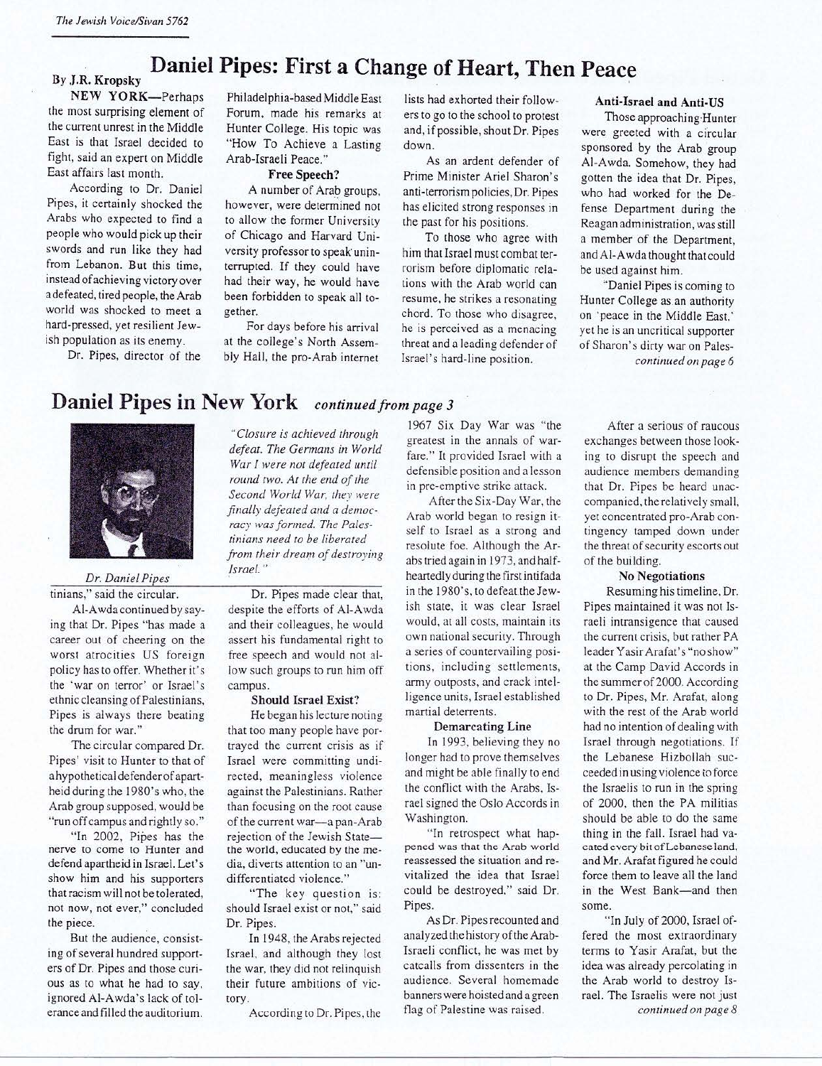# Daniel Pipes: First a Change of Heart, Then Peace

By J.R. Kropsky

**NEW YORK**—Perhaps the most surprising element of the current unrest in the Middle East is that Israel decided to fight, said an expert on Middle East affairs last month.

According to Dr. Daniel Pipes, it certainly shocked the Arabs who expected to find a people who would pick up their swords and run like they had from Lebanon. But this time, instead of achieving victory over a defeated, tired people, the Arab world was shocked to meet a hard-pressed, yet resilient Jewish population as its enemy.

Dr. Pipes, director of the Philadelphia-based Middle East Forum, made his remarks at Hunter College. His topic was "How To Achieve a Lasting Arab-Israeli Peace."

### Free Speech?

A number of Arab groups, however, were determined not to allow the former University of Chicago and Harvard University professor to speak uninterrupted. If they could have had their way, he would have been forbidden to speak all together.

For days before his arrival at the college's North Assembly Hall, the pro-Arab internet lists had exhorted their followers to go to the school to protest and, if possible, shout Dr. Pipes down.

As an ardent defender of Prime Minister Ariel Sharon's anti-terrorism policies, Dr. Pipes has elicited strong responses in the past for his positions.

To those who agree with him that Israel must combat terrorism before diplomatic relations with the Arab world can resume, he strikes a resonating chord. To those who disagree, he is perceived as a menacing threat and a leading defender of Israel's hard-line position.

### Anti-Israel and Anti-US

Those approaching Hunter were greeted with a circular sponsored by the Arab group Al-Awda. Somehow, they had gotten the idea that Dr. Pipes, who had worked for the Defense Department during the Reagan administration, was still a member of the Department, and Al-Awda thought that could be used against him.

"Daniel Pipes is coming to Hunter College as an authority on 'peace in the Middle East,' yet he is an uncritical supporter of Sharon's dirty war on Pales-

*continued on page 6*

# Daniel Pipes in New York *continued from page 3*

*Dr. Daniel Pipes*

tinians," said the circular.

Al-Awda continued by saying that Dr. Pipes "has made a career out of cheering on the worst atrocities US foreign policy has to offer. Whether it's the 'war on terror' or Israel's ethnic cleansing of Palestinians, Pipes is always there beating the drum for war."

The circular compared Dr. Pipes' visit to Hunter to that of a hypothetical defender of apartheid during the 1980's who, the Arab group supposed, would be "run off campus and rightly so."

"In 2002, Pipes has the nerve to come to Hunter and defend apartheid in Israel. Let's show him and his supporters that racism will not be tolerated, not now, not ever," concluded the piece.

But the audience, consisting of several hundred supporters of Dr. Pipes and those curious as to what he had to say, ignored Al-Awda's lack of tolerance and filled the auditorium.

*"Closure is achieved through defeat. The Germans in World War I were not defeated until round two. At the end of the Second World War, they were finally defeated and a democracy was formed. The Palestinians need to be liberated from their dream of destroying Israel."*

Dr. Pipes made clear that, despite the efforts of Al-Awda and their colleagues, he would assert his fundamental right to free speech and would not allow such groups to run him off campus.

### Should Israel Exist?

He began his lecture noting that too many people have portrayed the current crisis as if Israel were committing undirected, meaningless violence against the Palestinians. Rather than focusing on the root cause of the current war—a pan-Arab rejection of the Jewish State—the world, educated by the media, diverts attention to an "undifferentiated violence."

"The key question is: should Israel exist or not," said Dr. Pipes.

In 1948, the Arabs rejected Israel, and although they lost the war, they did not relinquish their future ambitions of victory.

According to Dr. Pipes, the 1967 Six Day War was "the greatest in the annals of warfare." It provided Israel with a defensible position and a lesson in pre-emptive strike attack.

After the Six-Day War, the Arab world began to resign itself to Israel as a strong and resolute foe. Although the Arabs tried again in 1973, and half-heartedly during the first intifada in the 1980's, to defeat the Jewish state, it was clear Israel would, at all costs, maintain its own national security. Through a series of countervailing positions, including settlements, army outposts, and crack intelligence units, Israel established martial deterrents.

### Demarcating Line

In 1993, believing they no longer had to prove themselves and might be able finally to end the conflict with the Arabs, Israel signed the Oslo Accords in Washington.

"In retrospect what happened was that the Arab world reassessed the situation and revitalized the idea that Israel could be destroyed," said Dr. Pipes.

As Dr. Pipes recounted and analyzed the history of the Arab-Israeli conflict, he was met by catcalls from dissenters in the audience. Several homemade banners were hoisted and a green flag of Palestine was raised.

After a serious of raucous exchanges between those looking to disrupt the speech and audience members demanding that Dr. Pipes be heard unaccompanied, the relatively small, yet concentrated pro-Arab contingency tamped down under the threat of security escorts out of the building.

### No Negotiations

Resuming his timeline, Dr. Pipes maintained it was not Israeli intransigence that caused the current crisis, but rather PA leader Yasir Arafat's "no show" at the Camp David Accords in the summer of 2000. According to Dr. Pipes, Mr. Arafat, along with the rest of the Arab world had no intention of dealing with Israel through negotiations. If the Lebanese Hizbollah succeeded in using violence to force the Israelis to run in the spring of 2000, then the PA militias should be able to do the same thing in the fall. Israel had vacated every bit of Lebanese land, and Mr. Arafat figured he could force them to leave all the land in the West Bank—and then some.

"In July of 2000, Israel offered the most extraordinary terms to Yasir Arafat, but the idea was already percolating in the Arab world to destroy Israel. The Israelis were not just

*continued on page 8*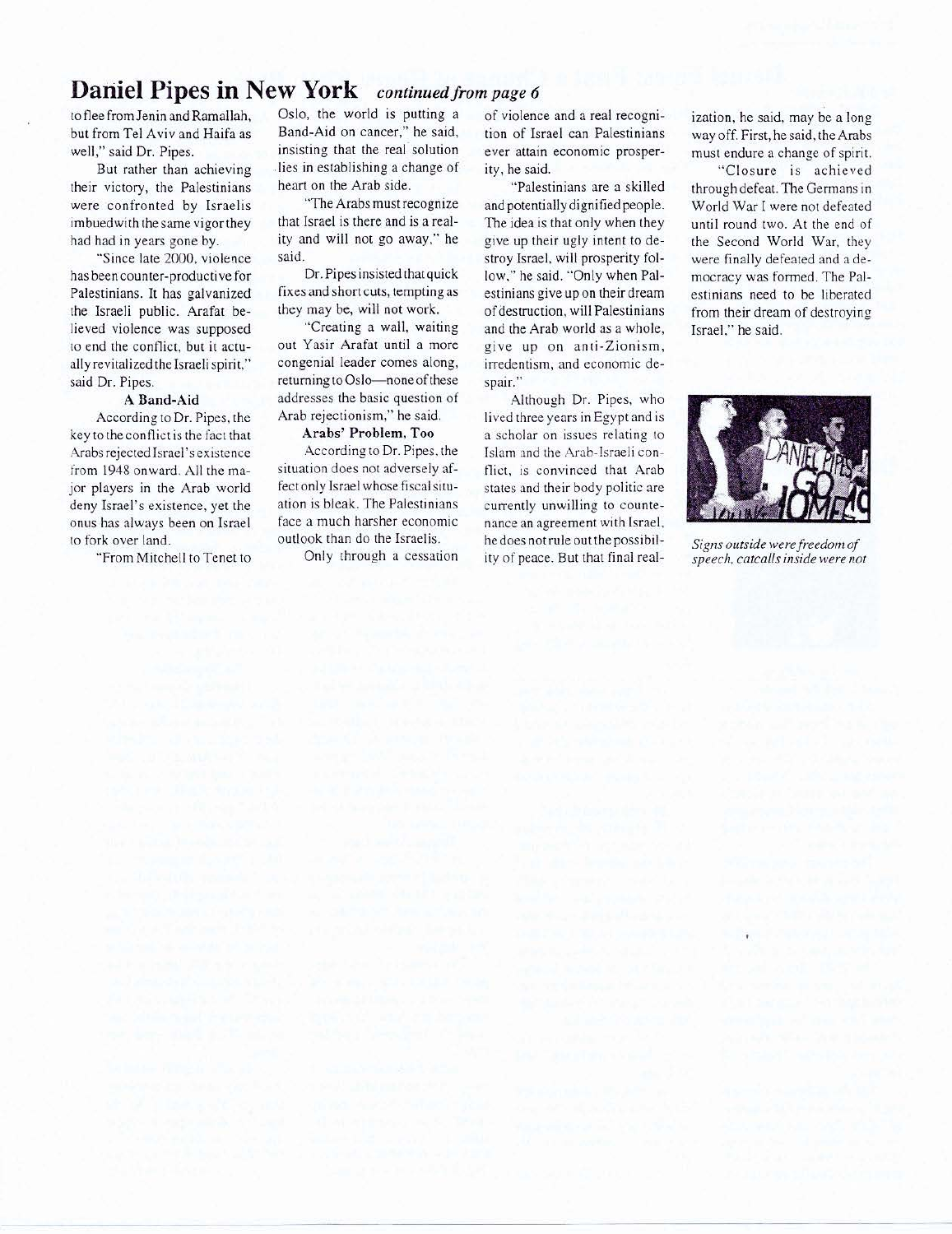# Daniel Pipes in New York *continued from page 6*

to flee from Jenin and Ramallah, but from Tel Aviv and Haifa as well," said Dr. Pipes.

But rather than achieving their victory, the Palestinians were confronted by Israelis imbued with the same vigor they had had in years gone by.

"Since late 2000, violence has been counter-productive for Palestinians. It has galvanized the Israeli public. Arafat believed violence was supposed to end the conflict, but it actually revitalized the Israeli spirit," said Dr. Pipes.

### A Band-Aid

According to Dr. Pipes, the key to the conflict is the fact that Arabs rejected Israel's existence from 1948 onward. All the major players in the Arab world deny Israel's existence, yet the onus has always been on Israel to fork over land.

"From Mitchell to Tenet to Oslo, the world is putting a Band-Aid on cancer," he said, insisting that the real solution lies in establishing a change of heart on the Arab side.

"The Arabs must recognize that Israel is there and is a reality and will not go away," he said.

Dr. Pipes insisted that quick fixes and short cuts, tempting as they may be, will not work.

"Creating a wall, waiting out Yasir Arafat until a more congenial leader comes along, returning to Oslo—none of these addresses the basic question of Arab rejectionism," he said.

### Arabs' Problem, Too

According to Dr. Pipes, the situation does not adversely affect only Israel whose fiscal situation is bleak. The Palestinians face a much harsher economic outlook than do the Israelis.

Only through a cessation of violence and a real recognition of Israel can Palestinians ever attain economic prosperity, he said.

"Palestinians are a skilled and potentially dignified people. The idea is that only when they give up their ugly intent to destroy Israel, will prosperity follow," he said. "Only when Palestinians give up on their dream of destruction, will Palestinians and the Arab world as a whole, give up on anti-Zionism, irredentism, and economic despair."

Although Dr. Pipes, who lived three years in Egypt and is a scholar on issues relating to Islam and the Arab-Israeli conflict, is convinced that Arab states and their body politic are currently unwilling to countenance an agreement with Israel, he does not rule out the possibility of peace. But that final realization, he said, may be a long way off. First, he said, the Arabs must endure a change of spirit.

"Closure is achieved through defeat. The Germans in World War I were not defeated until round two. At the end of the Second World War, they were finally defeated and a democracy was formed. The Palestinians need to be liberated from their dream of destroying Israel," he said.

*Signs outside were freedom of speech, catcalls inside were not*